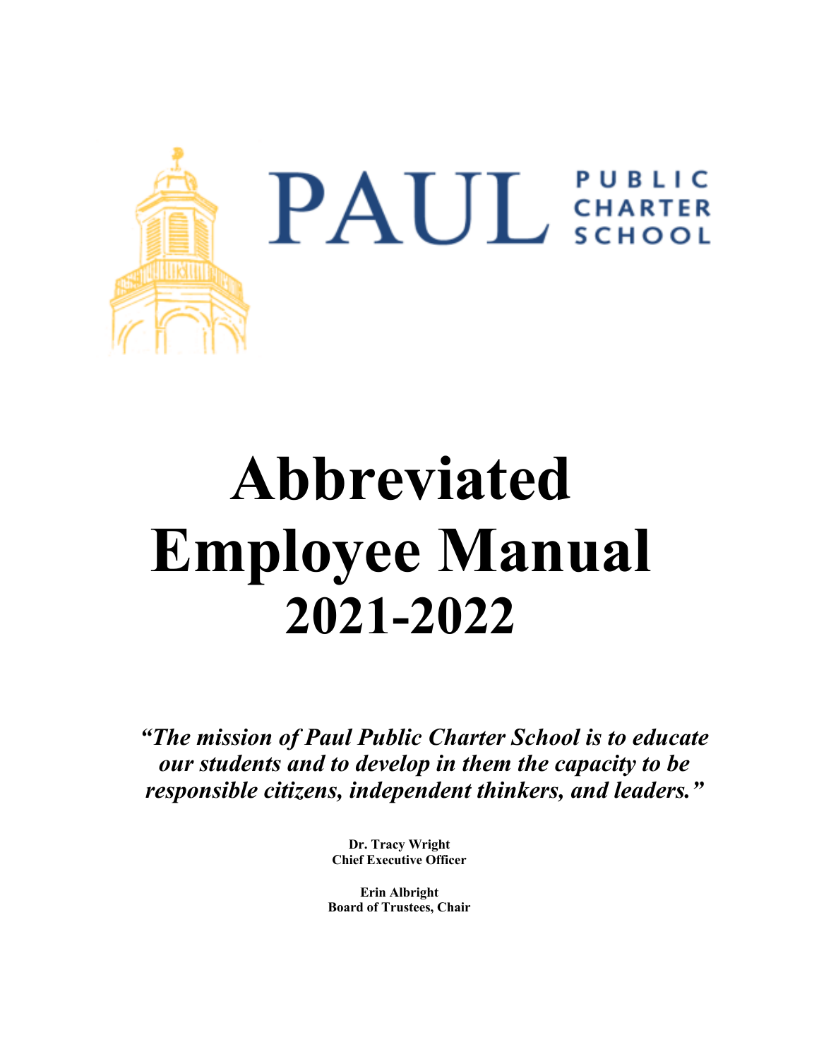PAUL PUBLIC CHARTER SCHOOL

# Abbreviated Employee Manual
## 2021-2022

***"The mission of Paul Public Charter School is to educate our students and to develop in them the capacity to be responsible citizens, independent thinkers, and leaders."***

**Dr. Tracy Wright**
**Chief Executive Officer**

**Erin Albright**
**Board of Trustees, Chair**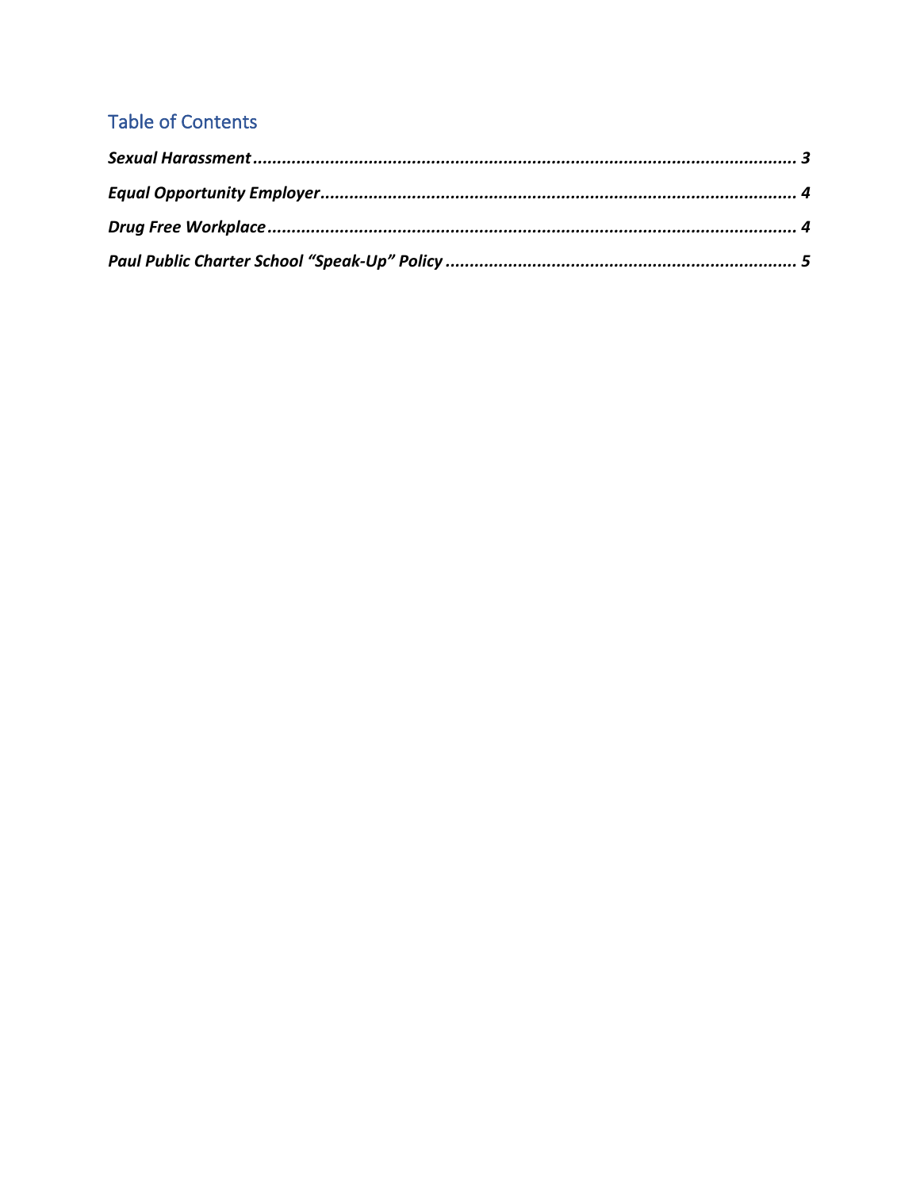## Table of Contents

***Sexual Harassment*** ................................................................................................................ ***3***

***Equal Opportunity Employer*** ................................................................................................. ***4***

***Drug Free Workplace*** ............................................................................................................ ***4***

***Paul Public Charter School "Speak-Up" Policy*** ........................................................................ ***5***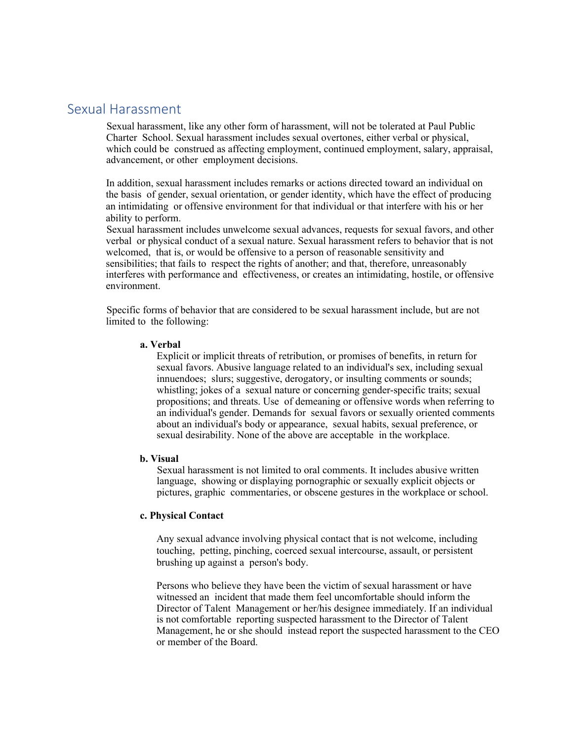## Sexual Harassment

Sexual harassment, like any other form of harassment, will not be tolerated at Paul Public Charter School. Sexual harassment includes sexual overtones, either verbal or physical, which could be construed as affecting employment, continued employment, salary, appraisal, advancement, or other employment decisions.

In addition, sexual harassment includes remarks or actions directed toward an individual on the basis of gender, sexual orientation, or gender identity, which have the effect of producing an intimidating or offensive environment for that individual or that interfere with his or her ability to perform.
Sexual harassment includes unwelcome sexual advances, requests for sexual favors, and other verbal or physical conduct of a sexual nature. Sexual harassment refers to behavior that is not welcomed, that is, or would be offensive to a person of reasonable sensitivity and sensibilities; that fails to respect the rights of another; and that, therefore, unreasonably interferes with performance and effectiveness, or creates an intimidating, hostile, or offensive environment.

Specific forms of behavior that are considered to be sexual harassment include, but are not limited to the following:

**a. Verbal**

Explicit or implicit threats of retribution, or promises of benefits, in return for sexual favors. Abusive language related to an individual's sex, including sexual innuendoes; slurs; suggestive, derogatory, or insulting comments or sounds; whistling; jokes of a sexual nature or concerning gender-specific traits; sexual propositions; and threats. Use of demeaning or offensive words when referring to an individual's gender. Demands for sexual favors or sexually oriented comments about an individual's body or appearance, sexual habits, sexual preference, or sexual desirability. None of the above are acceptable in the workplace.

**b. Visual**

Sexual harassment is not limited to oral comments. It includes abusive written language, showing or displaying pornographic or sexually explicit objects or pictures, graphic commentaries, or obscene gestures in the workplace or school.

**c. Physical Contact**

Any sexual advance involving physical contact that is not welcome, including touching, petting, pinching, coerced sexual intercourse, assault, or persistent brushing up against a person's body.

Persons who believe they have been the victim of sexual harassment or have witnessed an incident that made them feel uncomfortable should inform the Director of Talent Management or her/his designee immediately. If an individual is not comfortable reporting suspected harassment to the Director of Talent Management, he or she should instead report the suspected harassment to the CEO or member of the Board.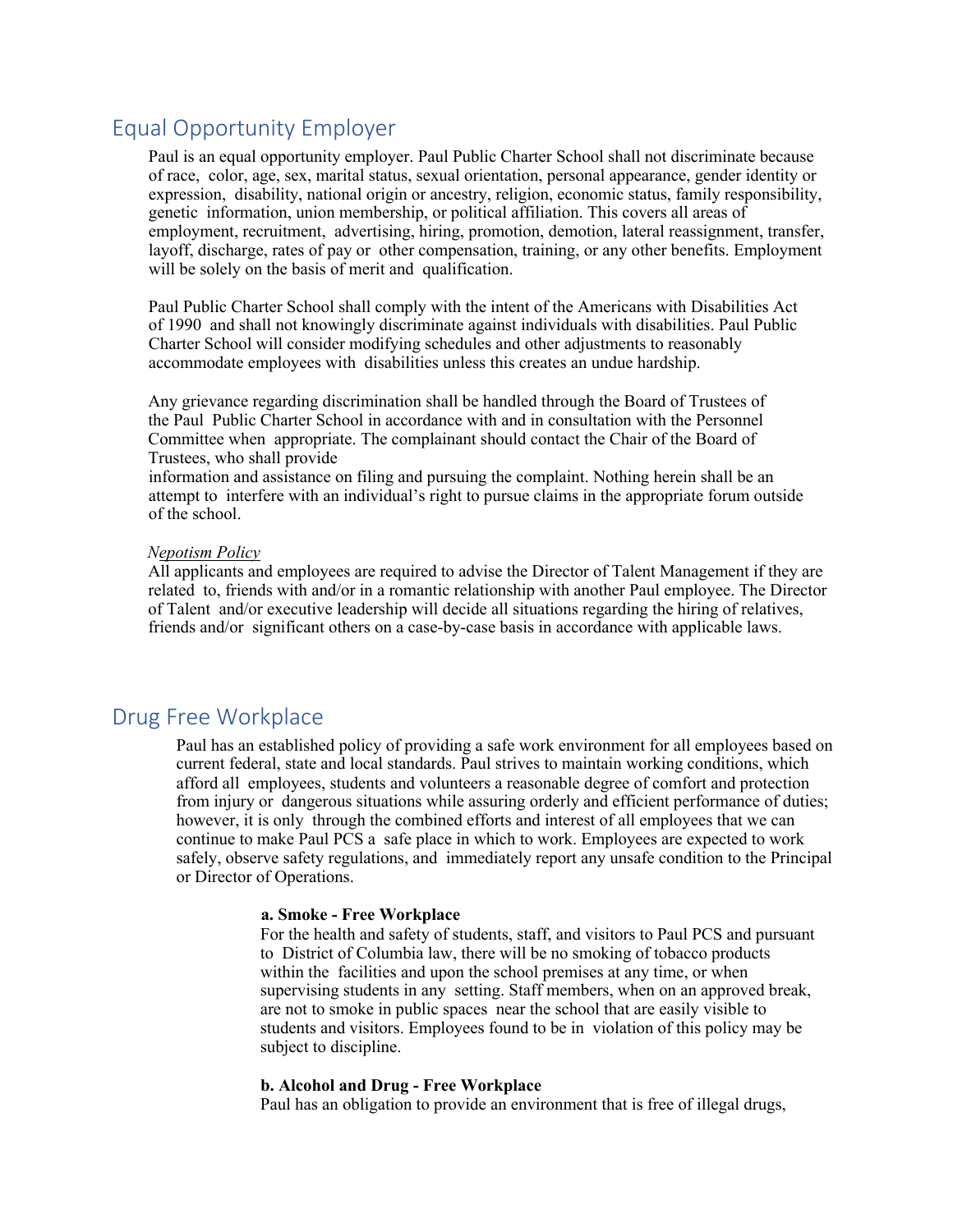## Equal Opportunity Employer

Paul is an equal opportunity employer. Paul Public Charter School shall not discriminate because of race, color, age, sex, marital status, sexual orientation, personal appearance, gender identity or expression, disability, national origin or ancestry, religion, economic status, family responsibility, genetic information, union membership, or political affiliation. This covers all areas of employment, recruitment, advertising, hiring, promotion, demotion, lateral reassignment, transfer, layoff, discharge, rates of pay or other compensation, training, or any other benefits. Employment will be solely on the basis of merit and qualification.

Paul Public Charter School shall comply with the intent of the Americans with Disabilities Act of 1990 and shall not knowingly discriminate against individuals with disabilities. Paul Public Charter School will consider modifying schedules and other adjustments to reasonably accommodate employees with disabilities unless this creates an undue hardship.

Any grievance regarding discrimination shall be handled through the Board of Trustees of the Paul Public Charter School in accordance with and in consultation with the Personnel Committee when appropriate. The complainant should contact the Chair of the Board of Trustees, who shall provide information and assistance on filing and pursuing the complaint. Nothing herein shall be an attempt to interfere with an individual's right to pursue claims in the appropriate forum outside of the school.

*Nepotism Policy*

All applicants and employees are required to advise the Director of Talent Management if they are related to, friends with and/or in a romantic relationship with another Paul employee. The Director of Talent and/or executive leadership will decide all situations regarding the hiring of relatives, friends and/or significant others on a case-by-case basis in accordance with applicable laws.

## Drug Free Workplace

Paul has an established policy of providing a safe work environment for all employees based on current federal, state and local standards. Paul strives to maintain working conditions, which afford all employees, students and volunteers a reasonable degree of comfort and protection from injury or dangerous situations while assuring orderly and efficient performance of duties; however, it is only through the combined efforts and interest of all employees that we can continue to make Paul PCS a safe place in which to work. Employees are expected to work safely, observe safety regulations, and immediately report any unsafe condition to the Principal or Director of Operations.

**a. Smoke - Free Workplace**

For the health and safety of students, staff, and visitors to Paul PCS and pursuant to District of Columbia law, there will be no smoking of tobacco products within the facilities and upon the school premises at any time, or when supervising students in any setting. Staff members, when on an approved break, are not to smoke in public spaces near the school that are easily visible to students and visitors. Employees found to be in violation of this policy may be subject to discipline.

**b. Alcohol and Drug - Free Workplace**

Paul has an obligation to provide an environment that is free of illegal drugs,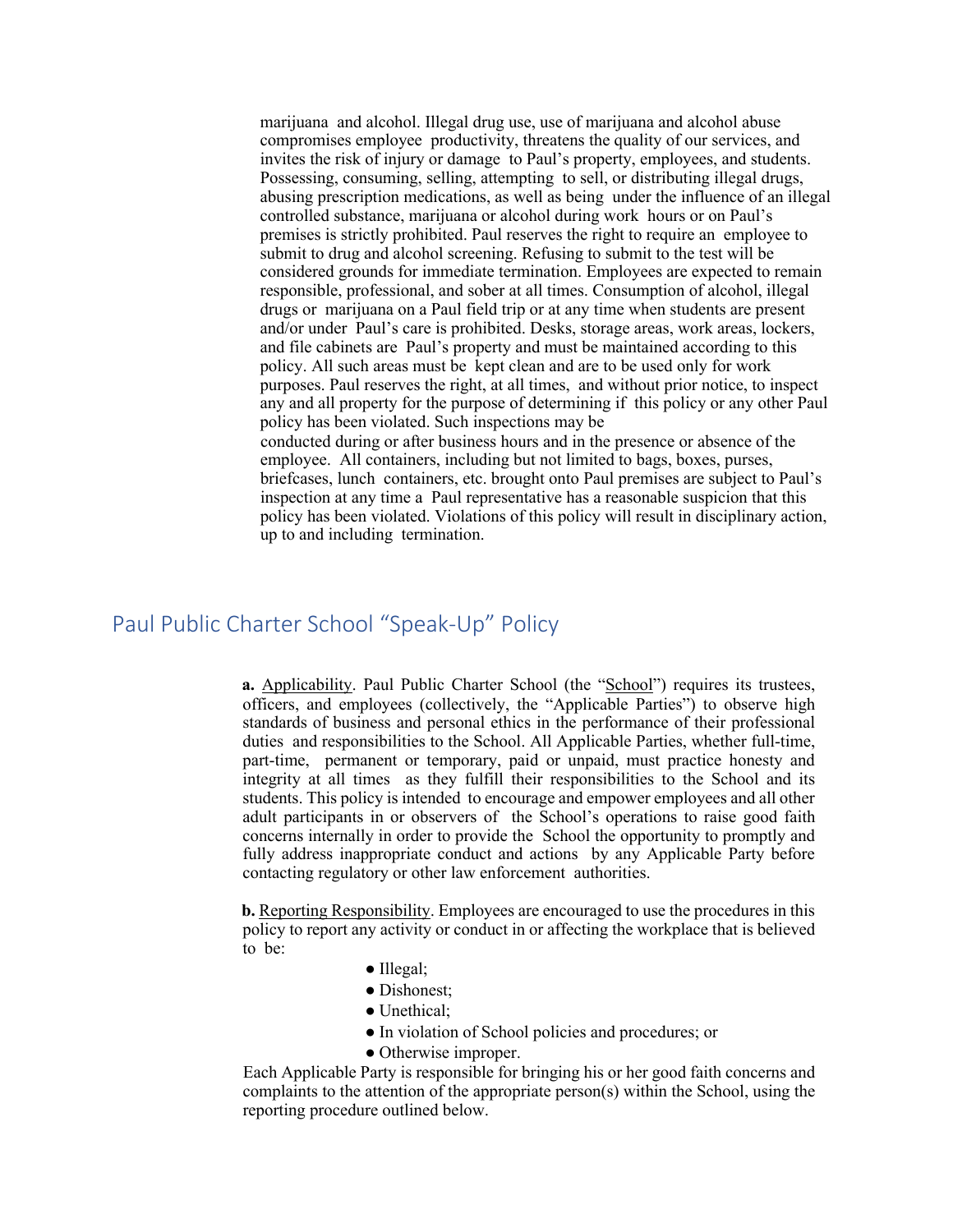marijuana and alcohol. Illegal drug use, use of marijuana and alcohol abuse compromises employee productivity, threatens the quality of our services, and invites the risk of injury or damage to Paul's property, employees, and students. Possessing, consuming, selling, attempting to sell, or distributing illegal drugs, abusing prescription medications, as well as being under the influence of an illegal controlled substance, marijuana or alcohol during work hours or on Paul's premises is strictly prohibited. Paul reserves the right to require an employee to submit to drug and alcohol screening. Refusing to submit to the test will be considered grounds for immediate termination. Employees are expected to remain responsible, professional, and sober at all times. Consumption of alcohol, illegal drugs or marijuana on a Paul field trip or at any time when students are present and/or under Paul's care is prohibited. Desks, storage areas, work areas, lockers, and file cabinets are Paul's property and must be maintained according to this policy. All such areas must be kept clean and are to be used only for work purposes. Paul reserves the right, at all times, and without prior notice, to inspect any and all property for the purpose of determining if this policy or any other Paul policy has been violated. Such inspections may be conducted during or after business hours and in the presence or absence of the employee. All containers, including but not limited to bags, boxes, purses, briefcases, lunch containers, etc. brought onto Paul premises are subject to Paul's inspection at any time a Paul representative has a reasonable suspicion that this policy has been violated. Violations of this policy will result in disciplinary action, up to and including termination.

## Paul Public Charter School "Speak-Up" Policy

**a.** Applicability. Paul Public Charter School (the "School") requires its trustees, officers, and employees (collectively, the "Applicable Parties") to observe high standards of business and personal ethics in the performance of their professional duties and responsibilities to the School. All Applicable Parties, whether full-time, part-time, permanent or temporary, paid or unpaid, must practice honesty and integrity at all times as they fulfill their responsibilities to the School and its students. This policy is intended to encourage and empower employees and all other adult participants in or observers of the School's operations to raise good faith concerns internally in order to provide the School the opportunity to promptly and fully address inappropriate conduct and actions by any Applicable Party before contacting regulatory or other law enforcement authorities.

**b.** Reporting Responsibility. Employees are encouraged to use the procedures in this policy to report any activity or conduct in or affecting the workplace that is believed to be:

- Illegal;
- Dishonest;
- Unethical;
- In violation of School policies and procedures; or
- Otherwise improper.

Each Applicable Party is responsible for bringing his or her good faith concerns and complaints to the attention of the appropriate person(s) within the School, using the reporting procedure outlined below.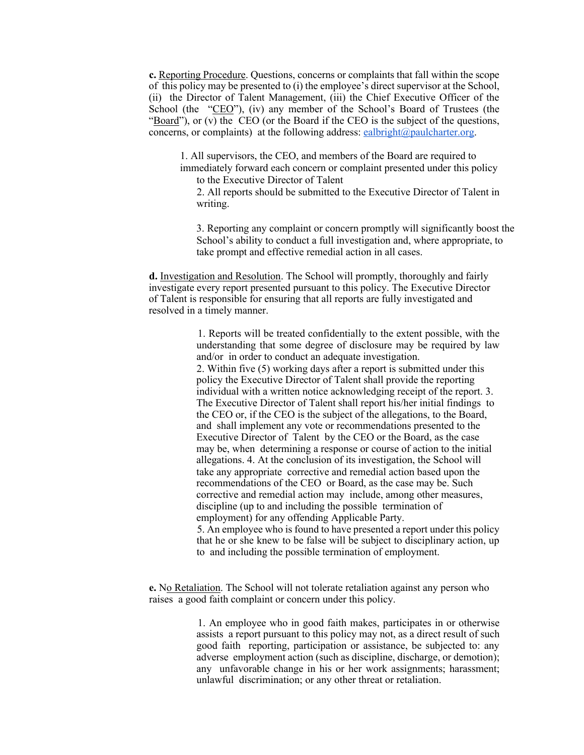**c.** Reporting Procedure. Questions, concerns or complaints that fall within the scope of this policy may be presented to (i) the employee's direct supervisor at the School, (ii) the Director of Talent Management, (iii) the Chief Executive Officer of the School (the "CEO"), (iv) any member of the School's Board of Trustees (the "Board"), or (v) the CEO (or the Board if the CEO is the subject of the questions, concerns, or complaints) at the following address: ealbright@paulcharter.org.

1. All supervisors, the CEO, and members of the Board are required to immediately forward each concern or complaint presented under this policy to the Executive Director of Talent
2. All reports should be submitted to the Executive Director of Talent in writing.
3. Reporting any complaint or concern promptly will significantly boost the School's ability to conduct a full investigation and, where appropriate, to take prompt and effective remedial action in all cases.

**d.** Investigation and Resolution. The School will promptly, thoroughly and fairly investigate every report presented pursuant to this policy. The Executive Director of Talent is responsible for ensuring that all reports are fully investigated and resolved in a timely manner.

1. Reports will be treated confidentially to the extent possible, with the understanding that some degree of disclosure may be required by law and/or in order to conduct an adequate investigation.
2. Within five (5) working days after a report is submitted under this policy the Executive Director of Talent shall provide the reporting individual with a written notice acknowledging receipt of the report.
3. The Executive Director of Talent shall report his/her initial findings to the CEO or, if the CEO is the subject of the allegations, to the Board, and shall implement any vote or recommendations presented to the Executive Director of Talent by the CEO or the Board, as the case may be, when determining a response or course of action to the initial allegations.
4. At the conclusion of its investigation, the School will take any appropriate corrective and remedial action based upon the recommendations of the CEO or Board, as the case may be. Such corrective and remedial action may include, among other measures, discipline (up to and including the possible termination of employment) for any offending Applicable Party.
5. An employee who is found to have presented a report under this policy that he or she knew to be false will be subject to disciplinary action, up to and including the possible termination of employment.

**e.** No Retaliation. The School will not tolerate retaliation against any person who raises a good faith complaint or concern under this policy.

1. An employee who in good faith makes, participates in or otherwise assists a report pursuant to this policy may not, as a direct result of such good faith reporting, participation or assistance, be subjected to: any adverse employment action (such as discipline, discharge, or demotion); any unfavorable change in his or her work assignments; harassment; unlawful discrimination; or any other threat or retaliation.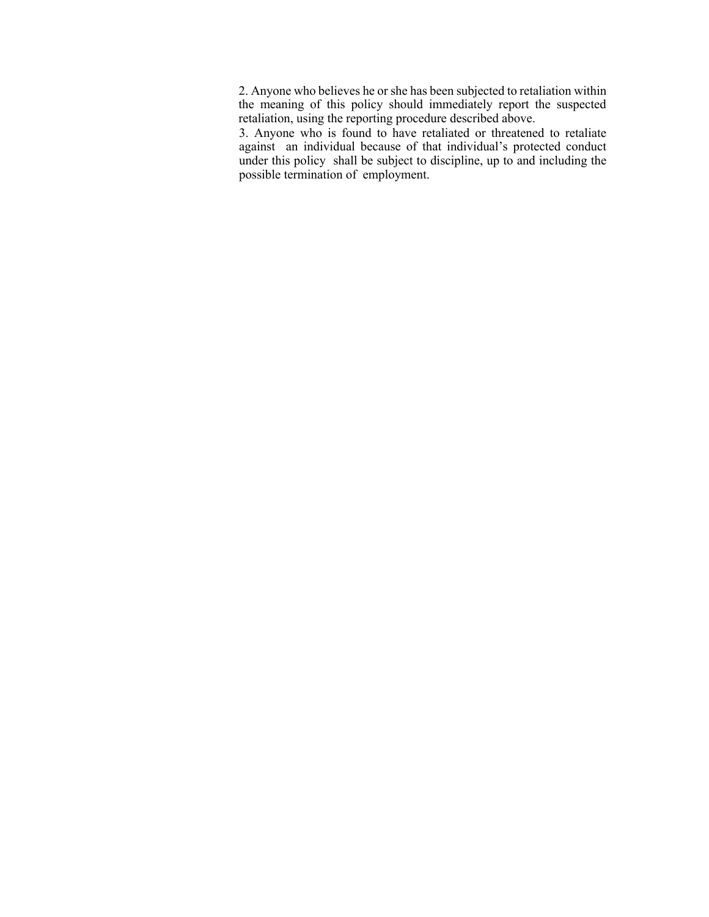2. Anyone who believes he or she has been subjected to retaliation within the meaning of this policy should immediately report the suspected retaliation, using the reporting procedure described above.

3. Anyone who is found to have retaliated or threatened to retaliate against an individual because of that individual's protected conduct under this policy shall be subject to discipline, up to and including the possible termination of employment.